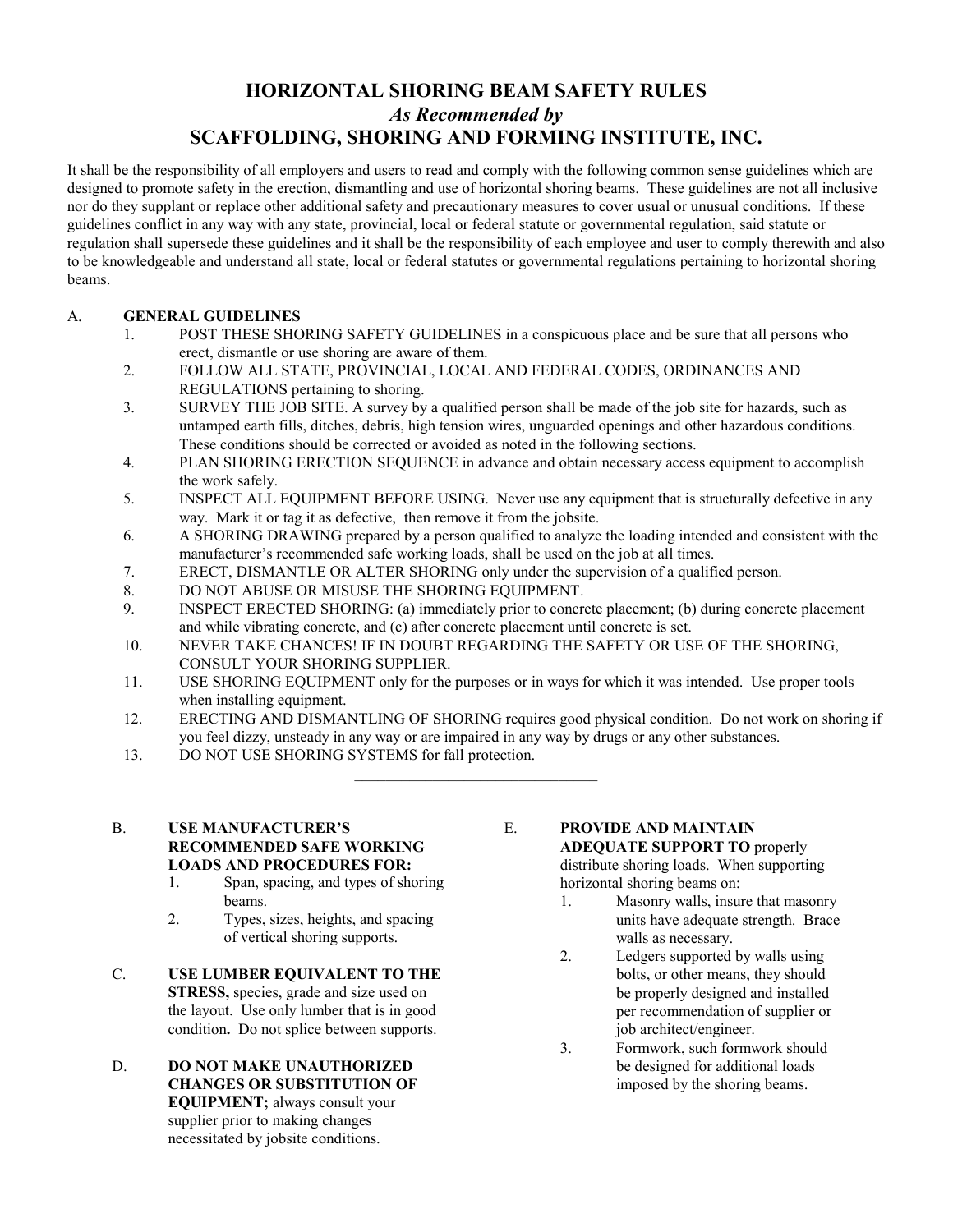# HORIZONTAL SHORING BEAM SAFETY RULES

## *As Recommended by*

## SCAFFOLDING, SHORING AND FORMING INSTITUTE, INC.

It shall be the responsibility of all employers and users to read and comply with the following common sense guidelines which are designed to promote safety in the erection, dismantling and use of horizontal shoring beams. These guidelines are not all inclusive nor do they supplant or replace other additional safety and precautionary measures to cover usual or unusual conditions. If these guidelines conflict in any way with any state, provincial, local or federal statute or governmental regulation, said statute or regulation shall supersede these guidelines and it shall be the responsibility of each employee and user to comply therewith and also to be knowledgeable and understand all state, local or federal statutes or governmental regulations pertaining to horizontal shoring beams.

A. **GENERAL GUIDELINES**

1. POST THESE SHORING SAFETY GUIDELINES in a conspicuous place and be sure that all persons who erect, dismantle or use shoring are aware of them.
2. FOLLOW ALL STATE, PROVINCIAL, LOCAL AND FEDERAL CODES, ORDINANCES AND REGULATIONS pertaining to shoring.
3. SURVEY THE JOB SITE. A survey by a qualified person shall be made of the job site for hazards, such as untamped earth fills, ditches, debris, high tension wires, unguarded openings and other hazardous conditions. These conditions should be corrected or avoided as noted in the following sections.
4. PLAN SHORING ERECTION SEQUENCE in advance and obtain necessary access equipment to accomplish the work safely.
5. INSPECT ALL EQUIPMENT BEFORE USING. Never use any equipment that is structurally defective in any way. Mark it or tag it as defective, then remove it from the jobsite.
6. A SHORING DRAWING prepared by a person qualified to analyze the loading intended and consistent with the manufacturer's recommended safe working loads, shall be used on the job at all times.
7. ERECT, DISMANTLE OR ALTER SHORING only under the supervision of a qualified person.
8. DO NOT ABUSE OR MISUSE THE SHORING EQUIPMENT.
9. INSPECT ERECTED SHORING: (a) immediately prior to concrete placement; (b) during concrete placement and while vibrating concrete, and (c) after concrete placement until concrete is set.
10. NEVER TAKE CHANCES! IF IN DOUBT REGARDING THE SAFETY OR USE OF THE SHORING, CONSULT YOUR SHORING SUPPLIER.
11. USE SHORING EQUIPMENT only for the purposes or in ways for which it was intended. Use proper tools when installing equipment.
12. ERECTING AND DISMANTLING OF SHORING requires good physical condition. Do not work on shoring if you feel dizzy, unsteady in any way or are impaired in any way by drugs or any other substances.
13. DO NOT USE SHORING SYSTEMS for fall protection.

---

B. **USE MANUFACTURER'S RECOMMENDED SAFE WORKING LOADS AND PROCEDURES FOR:**

1. Span, spacing, and types of shoring beams.
2. Types, sizes, heights, and spacing of vertical shoring supports.

C. **USE LUMBER EQUIVALENT TO THE STRESS,** species, grade and size used on the layout. Use only lumber that is in good condition**.** Do not splice between supports.

D. **DO NOT MAKE UNAUTHORIZED CHANGES OR SUBSTITUTION OF EQUIPMENT;** always consult your supplier prior to making changes necessitated by jobsite conditions.

E. **PROVIDE AND MAINTAIN ADEQUATE SUPPORT TO** properly distribute shoring loads. When supporting horizontal shoring beams on:

1. Masonry walls, insure that masonry units have adequate strength. Brace walls as necessary.
2. Ledgers supported by walls using bolts, or other means, they should be properly designed and installed per recommendation of supplier or job architect/engineer.
3. Formwork, such formwork should be designed for additional loads imposed by the shoring beams.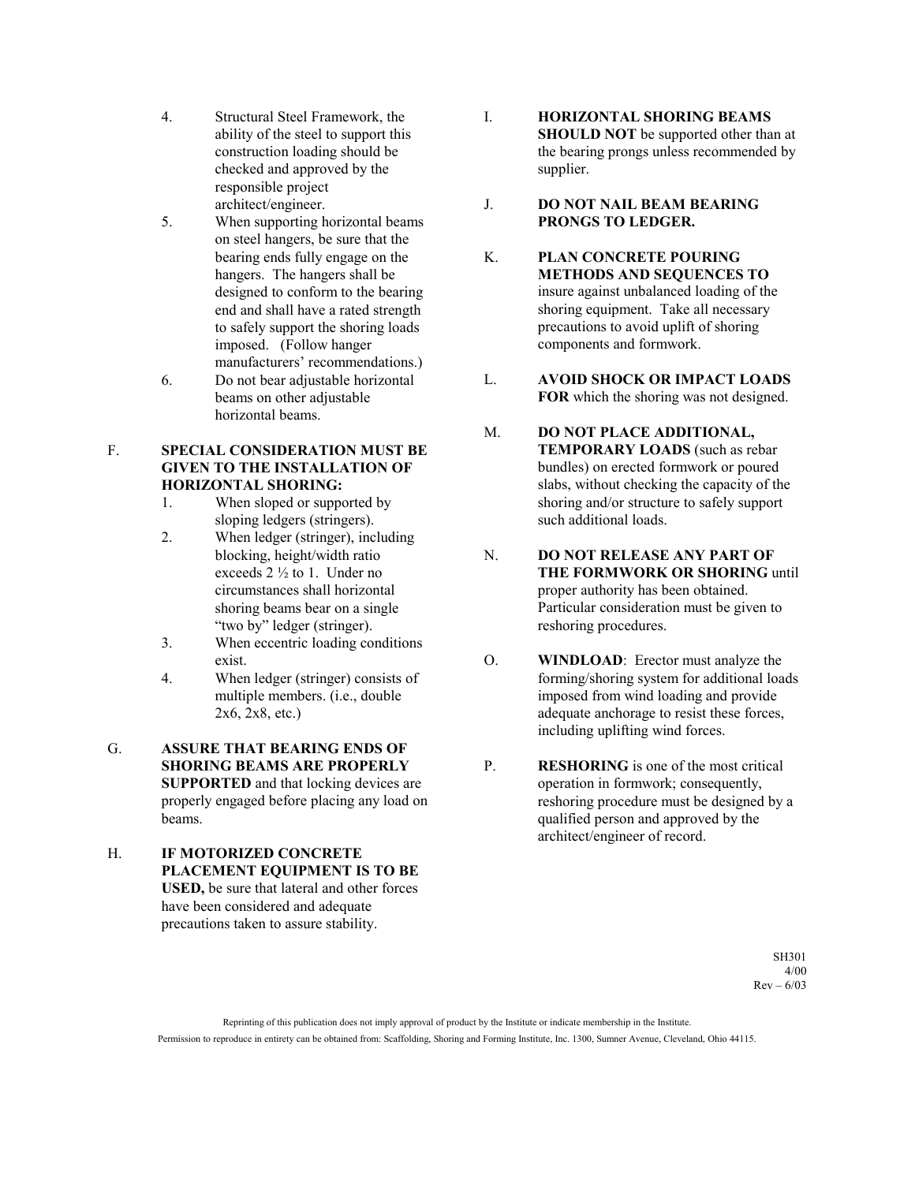4. Structural Steel Framework, the ability of the steel to support this construction loading should be checked and approved by the responsible project architect/engineer.
5. When supporting horizontal beams on steel hangers, be sure that the bearing ends fully engage on the hangers. The hangers shall be designed to conform to the bearing end and shall have a rated strength to safely support the shoring loads imposed. (Follow hanger manufacturers' recommendations.)
6. Do not bear adjustable horizontal beams on other adjustable horizontal beams.

F. **SPECIAL CONSIDERATION MUST BE GIVEN TO THE INSTALLATION OF HORIZONTAL SHORING:**

1. When sloped or supported by sloping ledgers (stringers).
2. When ledger (stringer), including blocking, height/width ratio exceeds 2 ½ to 1. Under no circumstances shall horizontal shoring beams bear on a single "two by" ledger (stringer).
3. When eccentric loading conditions exist.
4. When ledger (stringer) consists of multiple members. (i.e., double 2x6, 2x8, etc.)

G. **ASSURE THAT BEARING ENDS OF SHORING BEAMS ARE PROPERLY SUPPORTED** and that locking devices are properly engaged before placing any load on beams.

H. **IF MOTORIZED CONCRETE PLACEMENT EQUIPMENT IS TO BE USED,** be sure that lateral and other forces have been considered and adequate precautions taken to assure stability.

I. **HORIZONTAL SHORING BEAMS SHOULD NOT** be supported other than at the bearing prongs unless recommended by supplier.

J. **DO NOT NAIL BEAM BEARING PRONGS TO LEDGER.**

K. **PLAN CONCRETE POURING METHODS AND SEQUENCES TO** insure against unbalanced loading of the shoring equipment. Take all necessary precautions to avoid uplift of shoring components and formwork.

L. **AVOID SHOCK OR IMPACT LOADS FOR** which the shoring was not designed.

M. **DO NOT PLACE ADDITIONAL, TEMPORARY LOADS** (such as rebar bundles) on erected formwork or poured slabs, without checking the capacity of the shoring and/or structure to safely support such additional loads.

N. **DO NOT RELEASE ANY PART OF THE FORMWORK OR SHORING** until proper authority has been obtained. Particular consideration must be given to reshoring procedures.

O. **WINDLOAD**: Erector must analyze the forming/shoring system for additional loads imposed from wind loading and provide adequate anchorage to resist these forces, including uplifting wind forces.

P. **RESHORING** is one of the most critical operation in formwork; consequently, reshoring procedure must be designed by a qualified person and approved by the architect/engineer of record.

SH301
4/00
Rev – 6/03

Reprinting of this publication does not imply approval of product by the Institute or indicate membership in the Institute.

Permission to reproduce in entirety can be obtained from: Scaffolding, Shoring and Forming Institute, Inc. 1300, Sumner Avenue, Cleveland, Ohio 44115.